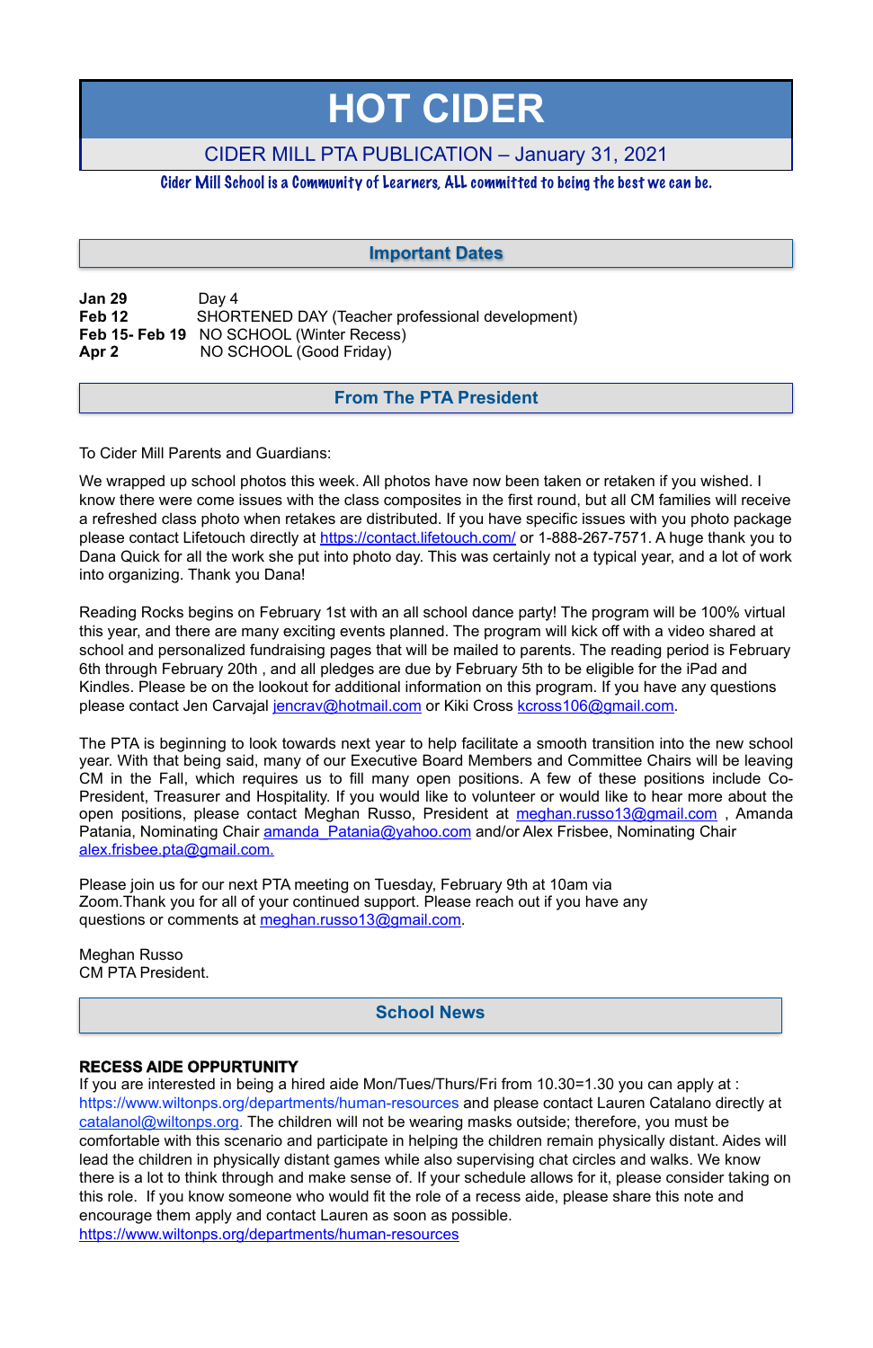# HOT CIDER

CIDER MILL PTA PUBLICATION – January 31, 2021

Cider Mill School is a Community of Learners, ALL committed to being the best we can be.

## Important Dates

| | |
|---|---|
| **Jan 29** | Day 4 |
| **Feb 12** | SHORTENED DAY (Teacher professional development) |
| **Feb 15- Feb 19** | NO SCHOOL (Winter Recess) |
| **Apr 2** | NO SCHOOL (Good Friday) |

## From The PTA President

To Cider Mill Parents and Guardians:

We wrapped up school photos this week. All photos have now been taken or retaken if you wished. I know there were come issues with the class composites in the first round, but all CM families will receive a refreshed class photo when retakes are distributed. If you have specific issues with you photo package please contact Lifetouch directly at https://contact.lifetouch.com/ or 1-888-267-7571. A huge thank you to Dana Quick for all the work she put into photo day. This was certainly not a typical year, and a lot of work into organizing. Thank you Dana!

Reading Rocks begins on February 1st with an all school dance party! The program will be 100% virtual this year, and there are many exciting events planned. The program will kick off with a video shared at school and personalized fundraising pages that will be mailed to parents. The reading period is February 6th through February 20th , and all pledges are due by February 5th to be eligible for the iPad and Kindles. Please be on the lookout for additional information on this program. If you have any questions please contact Jen Carvajal jencrav@hotmail.com or Kiki Cross kcross106@gmail.com.

The PTA is beginning to look towards next year to help facilitate a smooth transition into the new school year. With that being said, many of our Executive Board Members and Committee Chairs will be leaving CM in the Fall, which requires us to fill many open positions. A few of these positions include Co-President, Treasurer and Hospitality. If you would like to volunteer or would like to hear more about the open positions, please contact Meghan Russo, President at meghan.russo13@gmail.com , Amanda Patania, Nominating Chair amanda_Patania@yahoo.com and/or Alex Frisbee, Nominating Chair alex.frisbee.pta@gmail.com.

Please join us for our next PTA meeting on Tuesday, February 9th at 10am via Zoom.Thank you for all of your continued support. Please reach out if you have any questions or comments at meghan.russo13@gmail.com.

Meghan Russo
CM PTA President.

## School News

**RECESS AIDE OPPURTUNITY**
If you are interested in being a hired aide Mon/Tues/Thurs/Fri from 10.30=1.30 you can apply at : https://www.wiltonps.org/departments/human-resources and please contact Lauren Catalano directly at catalanol@wiltonps.org. The children will not be wearing masks outside; therefore, you must be comfortable with this scenario and participate in helping the children remain physically distant. Aides will lead the children in physically distant games while also supervising chat circles and walks. We know there is a lot to think through and make sense of. If your schedule allows for it, please consider taking on this role. If you know someone who would fit the role of a recess aide, please share this note and encourage them apply and contact Lauren as soon as possible.
https://www.wiltonps.org/departments/human-resources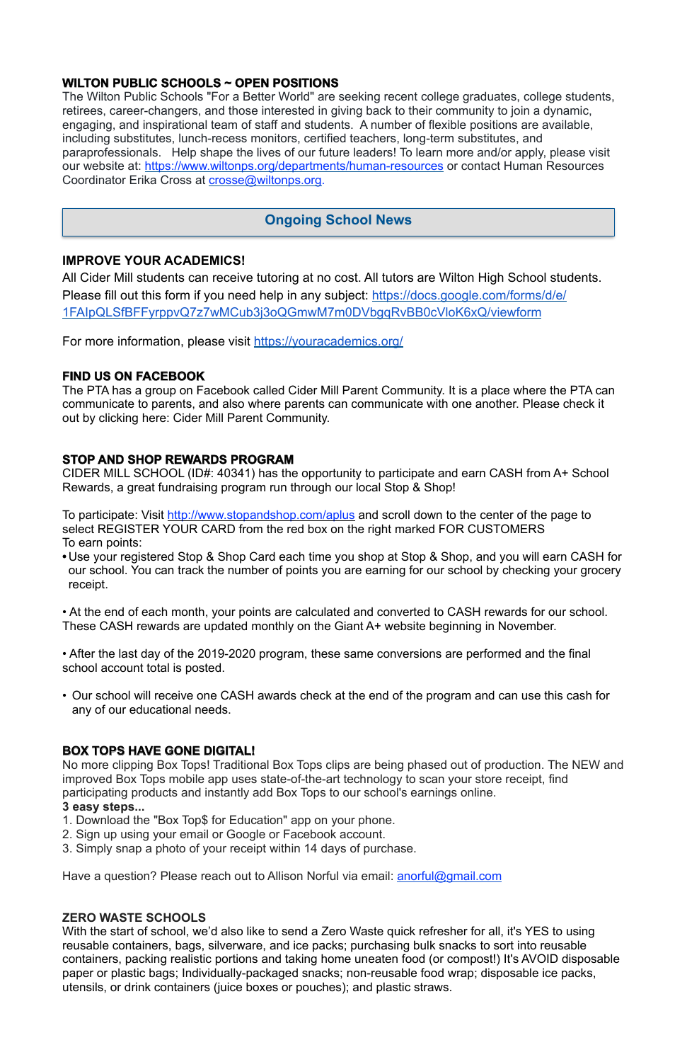**WILTON PUBLIC SCHOOLS ~ OPEN POSITIONS**

The Wilton Public Schools "For a Better World" are seeking recent college graduates, college students, retirees, career-changers, and those interested in giving back to their community to join a dynamic, engaging, and inspirational team of staff and students. A number of flexible positions are available, including substitutes, lunch-recess monitors, certified teachers, long-term substitutes, and paraprofessionals. Help shape the lives of our future leaders! To learn more and/or apply, please visit our website at: https://www.wiltonps.org/departments/human-resources or contact Human Resources Coordinator Erika Cross at crosse@wiltonps.org.

## Ongoing School News

**IMPROVE YOUR ACADEMICS!**

All Cider Mill students can receive tutoring at no cost. All tutors are Wilton High School students. Please fill out this form if you need help in any subject: https://docs.google.com/forms/d/e/1FAIpQLSfBFFyrppvQ7z7wMCub3j3oQGmwM7m0DVbgqRvBB0cVloK6xQ/viewform

For more information, please visit https://youracademics.org/

**FIND US ON FACEBOOK**

The PTA has a group on Facebook called Cider Mill Parent Community. It is a place where the PTA can communicate to parents, and also where parents can communicate with one another. Please check it out by clicking here: Cider Mill Parent Community.

**STOP AND SHOP REWARDS PROGRAM**

CIDER MILL SCHOOL (ID#: 40341) has the opportunity to participate and earn CASH from A+ School Rewards, a great fundraising program run through our local Stop & Shop!

To participate: Visit http://www.stopandshop.com/aplus and scroll down to the center of the page to select REGISTER YOUR CARD from the red box on the right marked FOR CUSTOMERS
To earn points:

- Use your registered Stop & Shop Card each time you shop at Stop & Shop, and you will earn CASH for our school. You can track the number of points you are earning for our school by checking your grocery receipt.

- At the end of each month, your points are calculated and converted to CASH rewards for our school. These CASH rewards are updated monthly on the Giant A+ website beginning in November.

- After the last day of the 2019-2020 program, these same conversions are performed and the final school account total is posted.

- Our school will receive one CASH awards check at the end of the program and can use this cash for any of our educational needs.

**BOX TOPS HAVE GONE DIGITAL!**

No more clipping Box Tops! Traditional Box Tops clips are being phased out of production. The NEW and improved Box Tops mobile app uses state-of-the-art technology to scan your store receipt, find participating products and instantly add Box Tops to our school's earnings online.

**3 easy steps...**

1. Download the "Box Top$ for Education" app on your phone.
2. Sign up using your email or Google or Facebook account.
3. Simply snap a photo of your receipt within 14 days of purchase.

Have a question? Please reach out to Allison Norful via email: anorful@gmail.com

**ZERO WASTE SCHOOLS**

With the start of school, we'd also like to send a Zero Waste quick refresher for all, it's YES to using reusable containers, bags, silverware, and ice packs; purchasing bulk snacks to sort into reusable containers, packing realistic portions and taking home uneaten food (or compost!) It's AVOID disposable paper or plastic bags; Individually-packaged snacks; non-reusable food wrap; disposable ice packs, utensils, or drink containers (juice boxes or pouches); and plastic straws.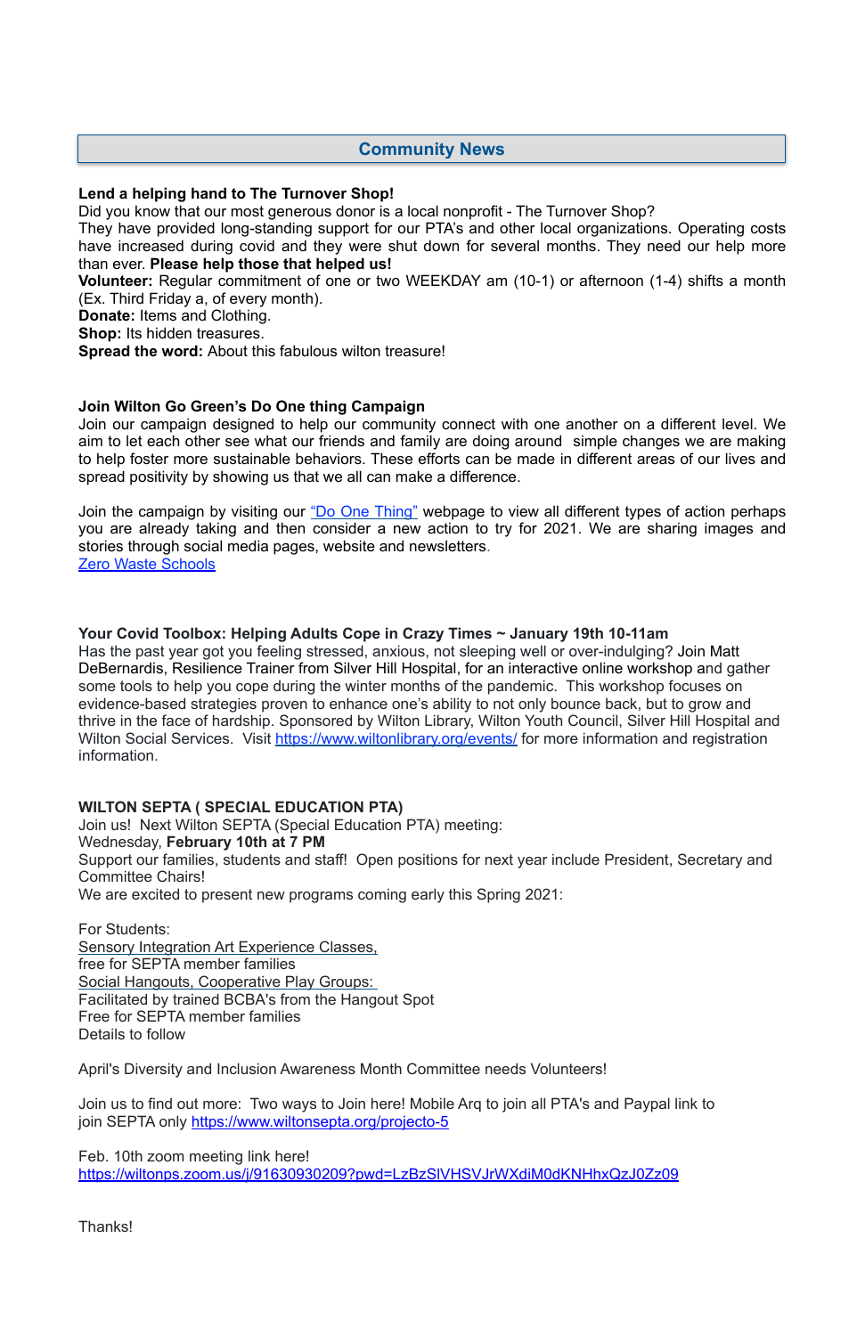## Community News

**Lend a helping hand to The Turnover Shop!**

Did you know that our most generous donor is a local nonprofit - The Turnover Shop?
They have provided long-standing support for our PTA's and other local organizations. Operating costs have increased during covid and they were shut down for several months. They need our help more than ever. **Please help those that helped us!**
**Volunteer:** Regular commitment of one or two WEEKDAY am (10-1) or afternoon (1-4) shifts a month (Ex. Third Friday a, of every month).
**Donate:** Items and Clothing.
**Shop:** Its hidden treasures.
**Spread the word:** About this fabulous wilton treasure!

**Join Wilton Go Green's Do One thing Campaign**

Join our campaign designed to help our community connect with one another on a different level. We aim to let each other see what our friends and family are doing around simple changes we are making to help foster more sustainable behaviors. These efforts can be made in different areas of our lives and spread positivity by showing us that we all can make a difference.

Join the campaign by visiting our "Do One Thing" webpage to view all different types of action perhaps you are already taking and then consider a new action to try for 2021. We are sharing images and stories through social media pages, website and newsletters.
Zero Waste Schools

**Your Covid Toolbox: Helping Adults Cope in Crazy Times ~ January 19th 10-11am**

Has the past year got you feeling stressed, anxious, not sleeping well or over-indulging? Join Matt DeBernardis, Resilience Trainer from Silver Hill Hospital, for an interactive online workshop and gather some tools to help you cope during the winter months of the pandemic. This workshop focuses on evidence-based strategies proven to enhance one's ability to not only bounce back, but to grow and thrive in the face of hardship. Sponsored by Wilton Library, Wilton Youth Council, Silver Hill Hospital and Wilton Social Services. Visit https://www.wiltonlibrary.org/events/ for more information and registration information.

**WILTON SEPTA ( SPECIAL EDUCATION PTA)**

Join us! Next Wilton SEPTA (Special Education PTA) meeting:
Wednesday, **February 10th at 7 PM**
Support our families, students and staff! Open positions for next year include President, Secretary and Committee Chairs!
We are excited to present new programs coming early this Spring 2021:

For Students:
Sensory Integration Art Experience Classes,
free for SEPTA member families
Social Hangouts, Cooperative Play Groups:
Facilitated by trained BCBA's from the Hangout Spot
Free for SEPTA member families
Details to follow

April's Diversity and Inclusion Awareness Month Committee needs Volunteers!

Join us to find out more: Two ways to Join here! Mobile Arq to join all PTA's and Paypal link to join SEPTA only https://www.wiltonsepta.org/projecto-5

Feb. 10th zoom meeting link here!
https://wiltonps.zoom.us/j/91630930209?pwd=LzBzSlVHSVJrWXdiM0dKNHhxQzJ0Zz09

Thanks!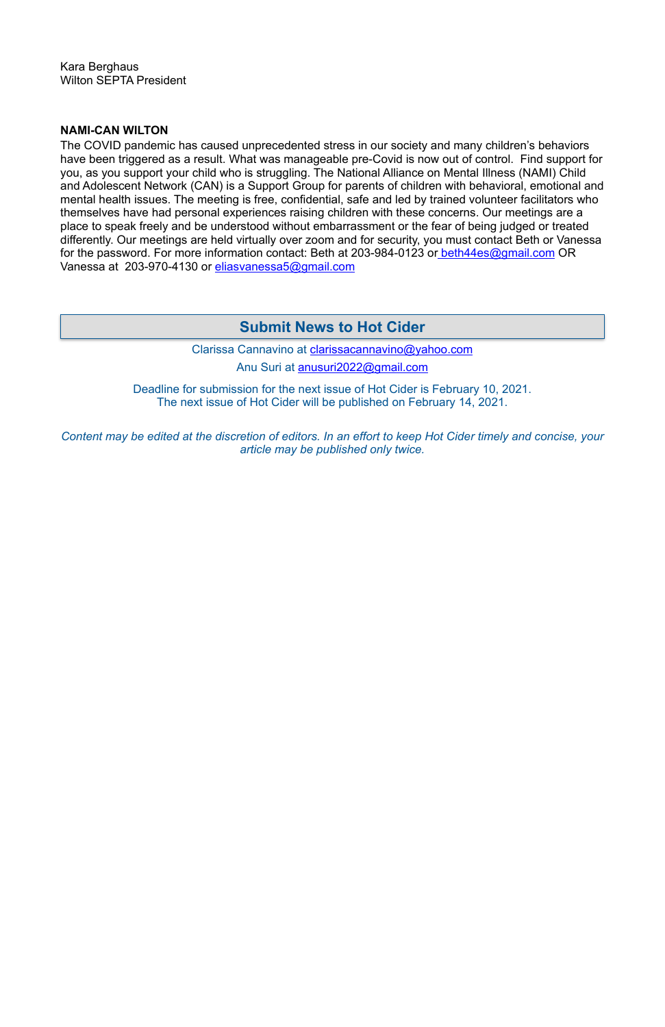Kara Berghaus
Wilton SEPTA President

**NAMI-CAN WILTON**

The COVID pandemic has caused unprecedented stress in our society and many children's behaviors have been triggered as a result. What was manageable pre-Covid is now out of control. Find support for you, as you support your child who is struggling. The National Alliance on Mental Illness (NAMI) Child and Adolescent Network (CAN) is a Support Group for parents of children with behavioral, emotional and mental health issues. The meeting is free, confidential, safe and led by trained volunteer facilitators who themselves have had personal experiences raising children with these concerns. Our meetings are a place to speak freely and be understood without embarrassment or the fear of being judged or treated differently. Our meetings are held virtually over zoom and for security, you must contact Beth or Vanessa for the password. For more information contact: Beth at 203-984-0123 or beth44es@gmail.com OR Vanessa at 203-970-4130 or eliasvanessa5@gmail.com

## Submit News to Hot Cider

Clarissa Cannavino at clarissacannavino@yahoo.com

Anu Suri at anusuri2022@gmail.com

Deadline for submission for the next issue of Hot Cider is February 10, 2021.
The next issue of Hot Cider will be published on February 14, 2021.

*Content may be edited at the discretion of editors. In an effort to keep Hot Cider timely and concise, your article may be published only twice.*